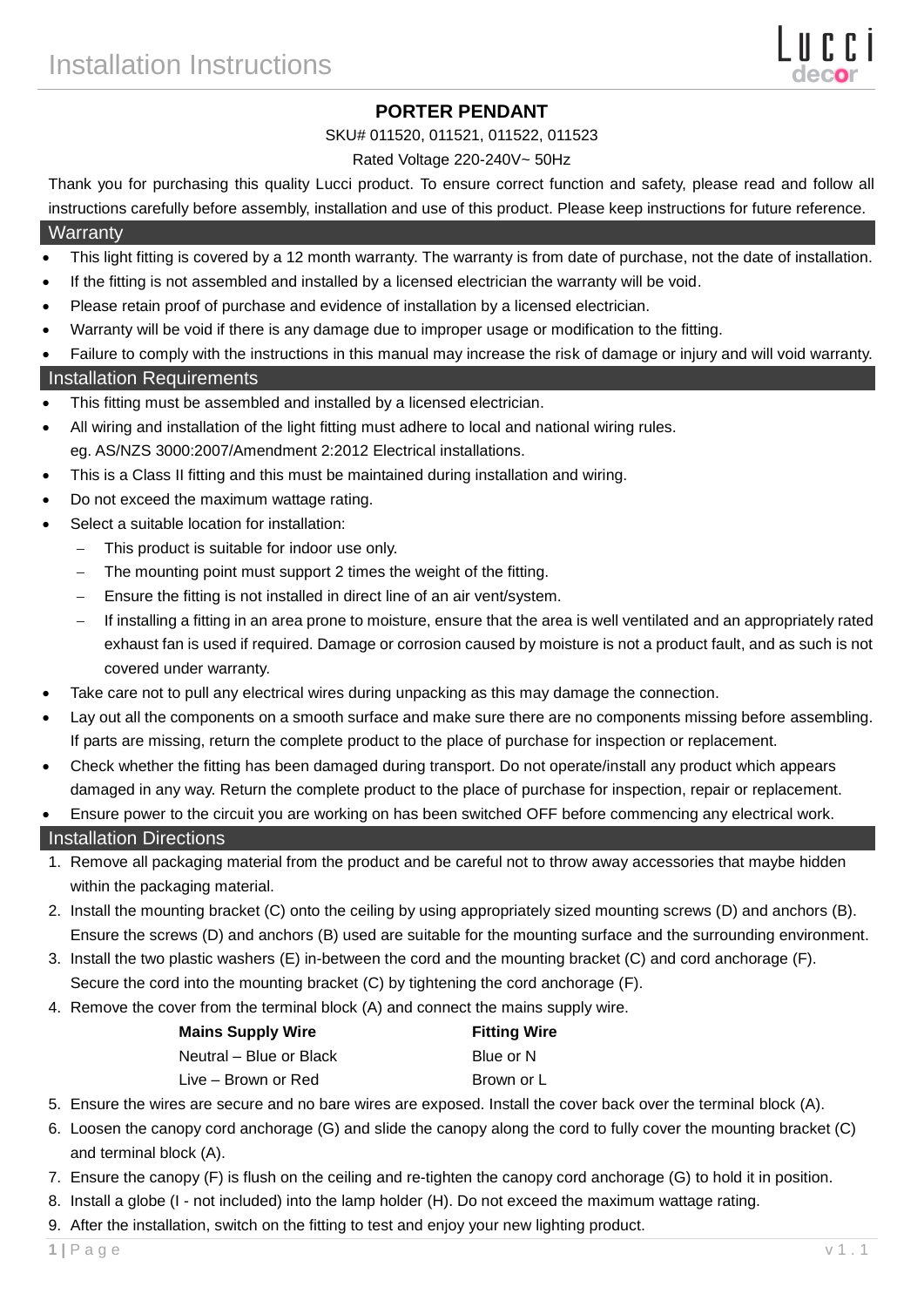# Installation Instructions

## PORTER PENDANT

SKU# 011520, 011521, 011522, 011523

Rated Voltage 220-240V~ 50Hz

Thank you for purchasing this quality Lucci product. To ensure correct function and safety, please read and follow all instructions carefully before assembly, installation and use of this product. Please keep instructions for future reference.

## Warranty

- This light fitting is covered by a 12 month warranty. The warranty is from date of purchase, not the date of installation.
- If the fitting is not assembled and installed by a licensed electrician the warranty will be void.
- Please retain proof of purchase and evidence of installation by a licensed electrician.
- Warranty will be void if there is any damage due to improper usage or modification to the fitting.
- Failure to comply with the instructions in this manual may increase the risk of damage or injury and will void warranty.

## Installation Requirements

- This fitting must be assembled and installed by a licensed electrician.
- All wiring and installation of the light fitting must adhere to local and national wiring rules.
  eg. AS/NZS 3000:2007/Amendment 2:2012 Electrical installations.
- This is a Class II fitting and this must be maintained during installation and wiring.
- Do not exceed the maximum wattage rating.
- Select a suitable location for installation:
  - This product is suitable for indoor use only.
  - The mounting point must support 2 times the weight of the fitting.
  - Ensure the fitting is not installed in direct line of an air vent/system.
  - If installing a fitting in an area prone to moisture, ensure that the area is well ventilated and an appropriately rated exhaust fan is used if required. Damage or corrosion caused by moisture is not a product fault, and as such is not covered under warranty.
- Take care not to pull any electrical wires during unpacking as this may damage the connection.
- Lay out all the components on a smooth surface and make sure there are no components missing before assembling. If parts are missing, return the complete product to the place of purchase for inspection or replacement.
- Check whether the fitting has been damaged during transport. Do not operate/install any product which appears damaged in any way. Return the complete product to the place of purchase for inspection, repair or replacement.
- Ensure power to the circuit you are working on has been switched OFF before commencing any electrical work.

## Installation Directions

1. Remove all packaging material from the product and be careful not to throw away accessories that maybe hidden within the packaging material.
2. Install the mounting bracket (C) onto the ceiling by using appropriately sized mounting screws (D) and anchors (B). Ensure the screws (D) and anchors (B) used are suitable for the mounting surface and the surrounding environment.
3. Install the two plastic washers (E) in-between the cord and the mounting bracket (C) and cord anchorage (F). Secure the cord into the mounting bracket (C) by tightening the cord anchorage (F).
4. Remove the cover from the terminal block (A) and connect the mains supply wire.

| Mains Supply Wire | Fitting Wire |
|---|---|
| Neutral – Blue or Black | Blue or N |
| Live – Brown or Red | Brown or L |

5. Ensure the wires are secure and no bare wires are exposed. Install the cover back over the terminal block (A).
6. Loosen the canopy cord anchorage (G) and slide the canopy along the cord to fully cover the mounting bracket (C) and terminal block (A).
7. Ensure the canopy (F) is flush on the ceiling and re-tighten the canopy cord anchorage (G) to hold it in position.
8. Install a globe (I - not included) into the lamp holder (H). Do not exceed the maximum wattage rating.
9. After the installation, switch on the fitting to test and enjoy your new lighting product.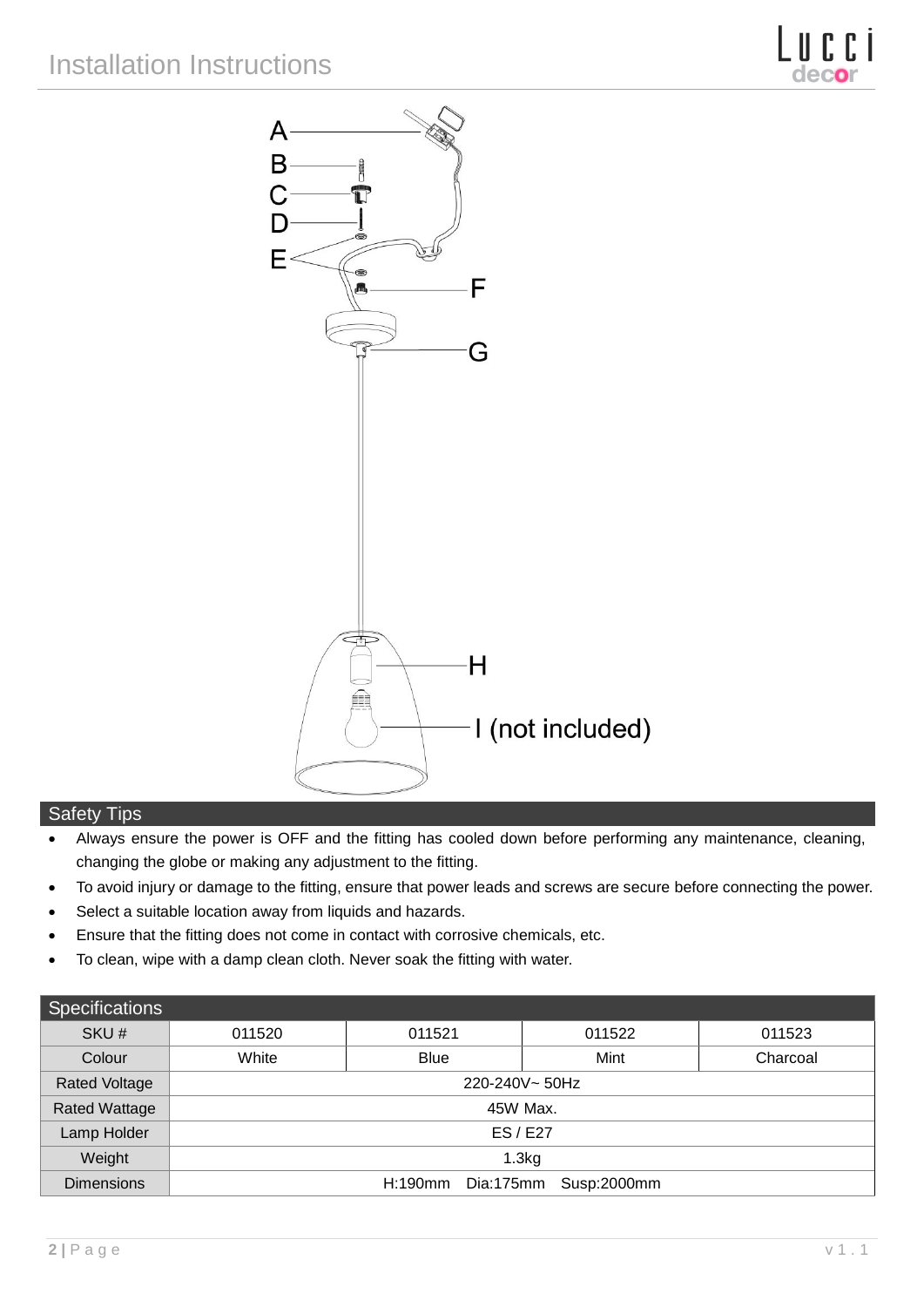# Installation Instructions

A
B
C
D
E
F
G
H
I (not included)

## Safety Tips

- Always ensure the power is OFF and the fitting has cooled down before performing any maintenance, cleaning, changing the globe or making any adjustment to the fitting.
- To avoid injury or damage to the fitting, ensure that power leads and screws are secure before connecting the power.
- Select a suitable location away from liquids and hazards.
- Ensure that the fitting does not come in contact with corrosive chemicals, etc.
- To clean, wipe with a damp clean cloth. Never soak the fitting with water.

## Specifications

| SKU # | 011520 | 011521 | 011522 | 011523 |
|---|---|---|---|---|
| Colour | White | Blue | Mint | Charcoal |
| Rated Voltage | 220-240V~ 50Hz | | | |
| Rated Wattage | 45W Max. | | | |
| Lamp Holder | ES / E27 | | | |
| Weight | 1.3kg | | | |
| Dimensions | H:190mm Dia:175mm Susp:2000mm | | | |